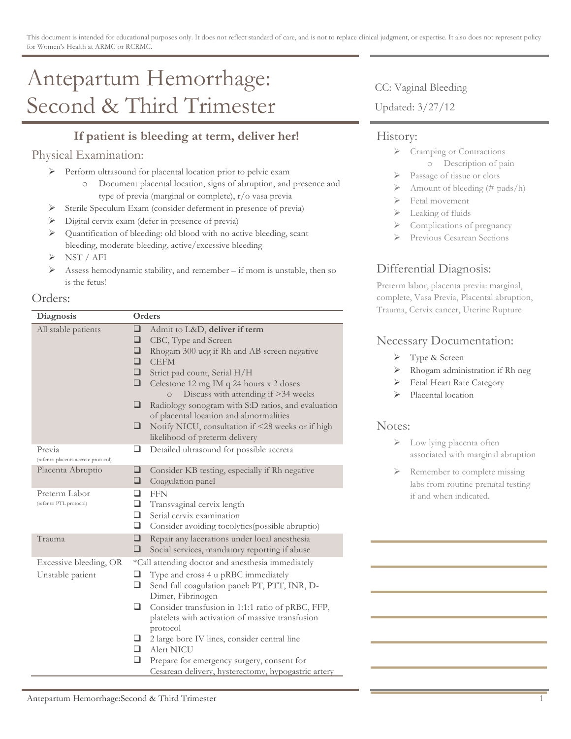This document is intended for educational purposes only. It does not reflect standard of care, and is not to replace clinical judgment, or expertise. It also does not represent policy for Women's Health at ARMC or RCRMC.

# Antepartum Hemorrhage: Second & Third Trimester

CC: Vaginal Bleeding

Updated: 3/27/12

### If patient is bleeding at term, deliver her!

## Physical Examination:

- Perform ultrasound for placental location prior to pelvic exam
  - Document placental location, signs of abruption, and presence and type of previa (marginal or complete), r/o vasa previa
- Sterile Speculum Exam (consider deferment in presence of previa)
- Digital cervix exam (defer in presence of previa)
- Quantification of bleeding: old blood with no active bleeding, scant bleeding, moderate bleeding, active/excessive bleeding
- NST / AFI
- Assess hemodynamic stability, and remember – if mom is unstable, then so is the fetus!

## Orders:

| Diagnosis | Orders |
|---|---|
| All stable patients | ❑ Admit to L&D, **deliver if term**<br>❑ CBC, Type and Screen<br>❑ Rhogam 300 ucg if Rh and AB screen negative<br>❑ CEFM<br>❑ Strict pad count, Serial H/H<br>❑ Celestone 12 mg IM q 24 hours x 2 doses<br>  o Discuss with attending if >34 weeks<br>❑ Radiology sonogram with S:D ratios, and evaluation of placental location and abnormalities<br>❑ Notify NICU, consultation if <28 weeks or if high likelihood of preterm delivery |
| Previa (refer to placenta accrete protocol) | ❑ Detailed ultrasound for possible accreta |
| Placenta Abruptio | ❑ Consider KB testing, especially if Rh negative<br>❑ Coagulation panel |
| Preterm Labor (refer to PTL protocol) | ❑ FFN<br>❑ Transvaginal cervix length<br>❑ Serial cervix examination<br>❑ Consider avoiding tocolytics(possible abruptio) |
| Trauma | ❑ Repair any lacerations under local anesthesia<br>❑ Social services, mandatory reporting if abuse |
| Excessive bleeding, OR Unstable patient | *Call attending doctor and anesthesia immediately<br>❑ Type and cross 4 u pRBC immediately<br>❑ Send full coagulation panel: PT, PTT, INR, D-Dimer, Fibrinogen<br>❑ Consider transfusion in 1:1:1 ratio of pRBC, FFP, platelets with activation of massive transfusion protocol<br>❑ 2 large bore IV lines, consider central line<br>❑ Alert NICU<br>❑ Prepare for emergency surgery, consent for Cesarean delivery, hysterectomy, hypogastric artery |

## History:

- Cramping or Contractions
  - Description of pain
- Passage of tissue or clots
- Amount of bleeding (# pads/h)
- Fetal movement
- Leaking of fluids
- Complications of pregnancy
- Previous Cesarean Sections

## Differential Diagnosis:

Preterm labor, placenta previa: marginal, complete, Vasa Previa, Placental abruption, Trauma, Cervix cancer, Uterine Rupture

## Necessary Documentation:

- Type & Screen
- Rhogam administration if Rh neg
- Fetal Heart Rate Category
- Placental location

## Notes:

- Low lying placenta often associated with marginal abruption
- Remember to complete missing labs from routine prenatal testing if and when indicated.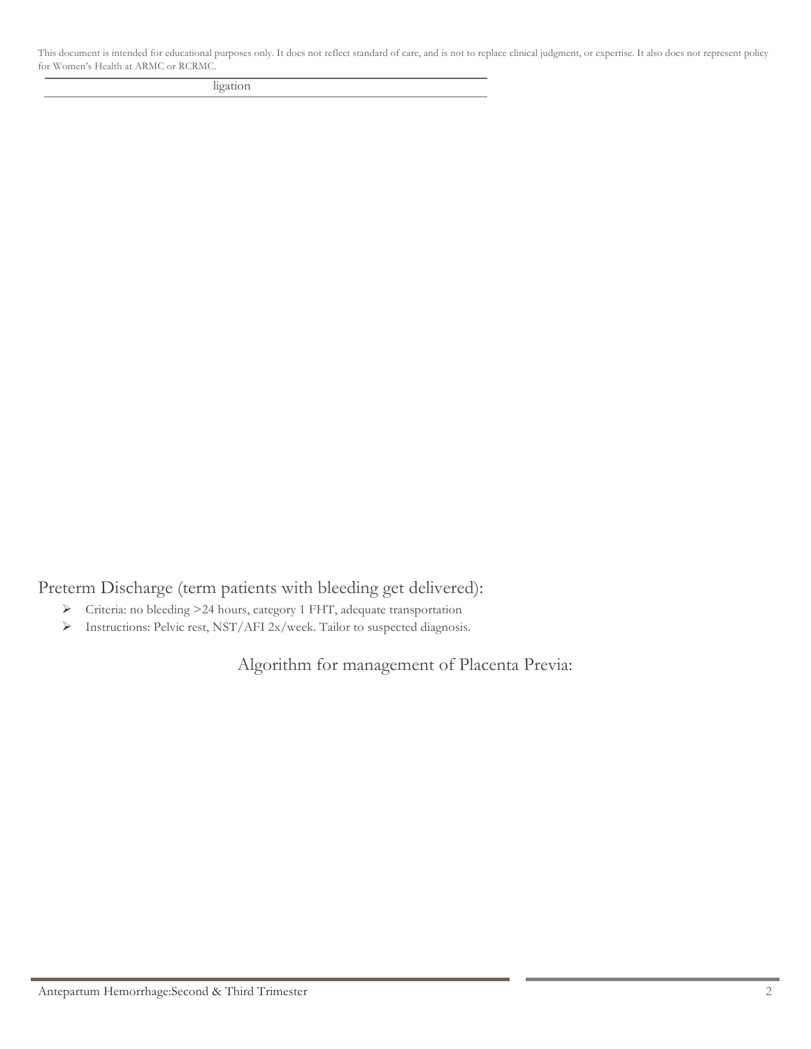This document is intended for educational purposes only. It does not reflect standard of care, and is not to replace clinical judgment, or expertise. It also does not represent policy for Women's Health at ARMC or RCRMC.

| ligation |
| --- |

## Preterm Discharge (term patients with bleeding get delivered):

- Criteria: no bleeding >24 hours, category 1 FHT, adequate transportation
- Instructions: Pelvic rest, NST/AFI 2x/week. Tailor to suspected diagnosis.

## Algorithm for management of Placenta Previa: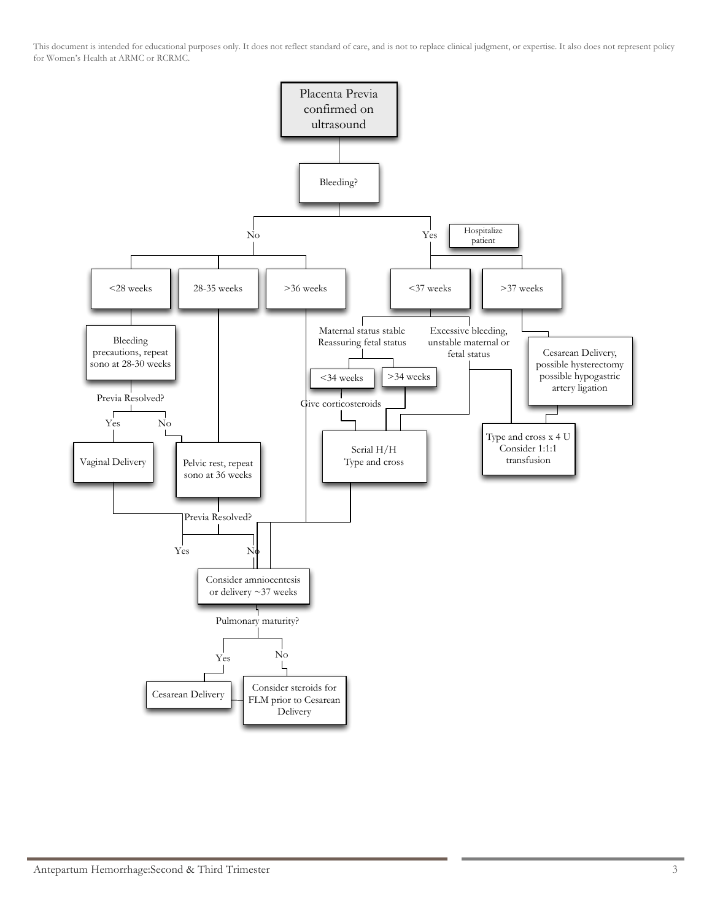This document is intended for educational purposes only. It does not reflect standard of care, and is not to replace clinical judgment, or expertise. It also does not represent policy for Women's Health at ARMC or RCRMC.

Placenta Previa confirmed on ultrasound

Bleeding?

No

Yes

Hospitalize patient

<28 weeks

28-35 weeks

>36 weeks

<37 weeks

>37 weeks

Bleeding precautions, repeat sono at 28-30 weeks

Previa Resolved?

Yes

No

Vaginal Delivery

Pelvic rest, repeat sono at 36 weeks

Maternal status stable Reassuring fetal status

Excessive bleeding, unstable maternal or fetal status

<34 weeks

>34 weeks

Give corticosteroids

Serial H/H Type and cross

Cesarean Delivery, possible hysterectomy possible hypogastric artery ligation

Type and cross x 4 U Consider 1:1:1 transfusion

Previa Resolved?

Yes

No

Consider amniocentesis or delivery ~37 weeks

Pulmonary maturity?

Yes

No

Cesarean Delivery

Consider steroids for FLM prior to Cesarean Delivery